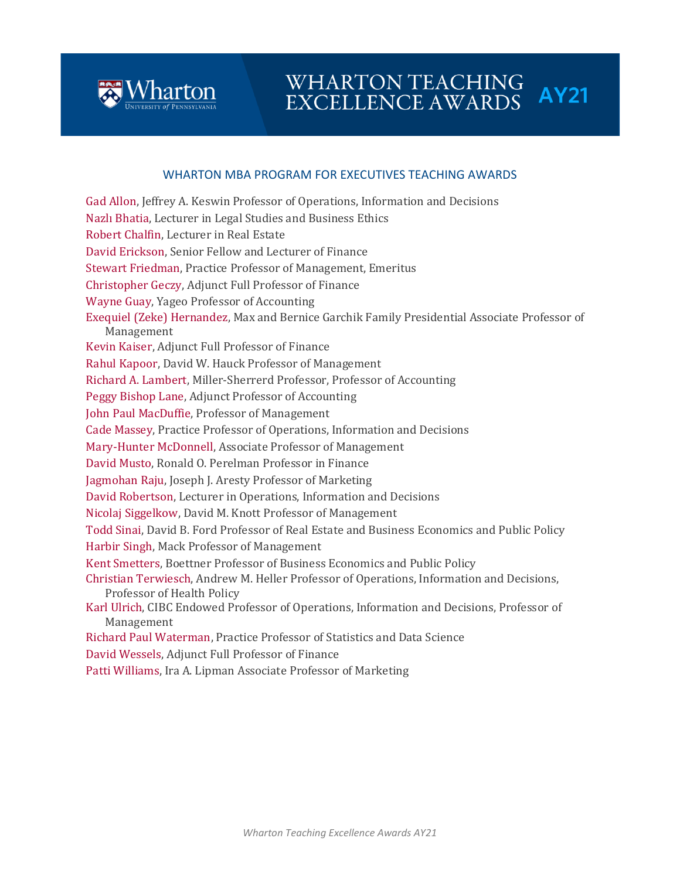# WHARTON TEACHING EXCELLENCE AWARDS AY21

## WHARTON MBA PROGRAM FOR EXECUTIVES TEACHING AWARDS

Gad Allon, Jeffrey A. Keswin Professor of Operations, Information and Decisions
Nazlı Bhatia, Lecturer in Legal Studies and Business Ethics
Robert Chalfin, Lecturer in Real Estate
David Erickson, Senior Fellow and Lecturer of Finance
Stewart Friedman, Practice Professor of Management, Emeritus
Christopher Geczy, Adjunct Full Professor of Finance
Wayne Guay, Yageo Professor of Accounting
Exequiel (Zeke) Hernandez, Max and Bernice Garchik Family Presidential Associate Professor of Management
Kevin Kaiser, Adjunct Full Professor of Finance
Rahul Kapoor, David W. Hauck Professor of Management
Richard A. Lambert, Miller-Sherrerd Professor, Professor of Accounting
Peggy Bishop Lane, Adjunct Professor of Accounting
John Paul MacDuffie, Professor of Management
Cade Massey, Practice Professor of Operations, Information and Decisions
Mary-Hunter McDonnell, Associate Professor of Management
David Musto, Ronald O. Perelman Professor in Finance
Jagmohan Raju, Joseph J. Aresty Professor of Marketing
David Robertson, Lecturer in Operations, Information and Decisions
Nicolaj Siggelkow, David M. Knott Professor of Management
Todd Sinai, David B. Ford Professor of Real Estate and Business Economics and Public Policy
Harbir Singh, Mack Professor of Management
Kent Smetters, Boettner Professor of Business Economics and Public Policy
Christian Terwiesch, Andrew M. Heller Professor of Operations, Information and Decisions, Professor of Health Policy
Karl Ulrich, CIBC Endowed Professor of Operations, Information and Decisions, Professor of Management
Richard Paul Waterman, Practice Professor of Statistics and Data Science
David Wessels, Adjunct Full Professor of Finance
Patti Williams, Ira A. Lipman Associate Professor of Marketing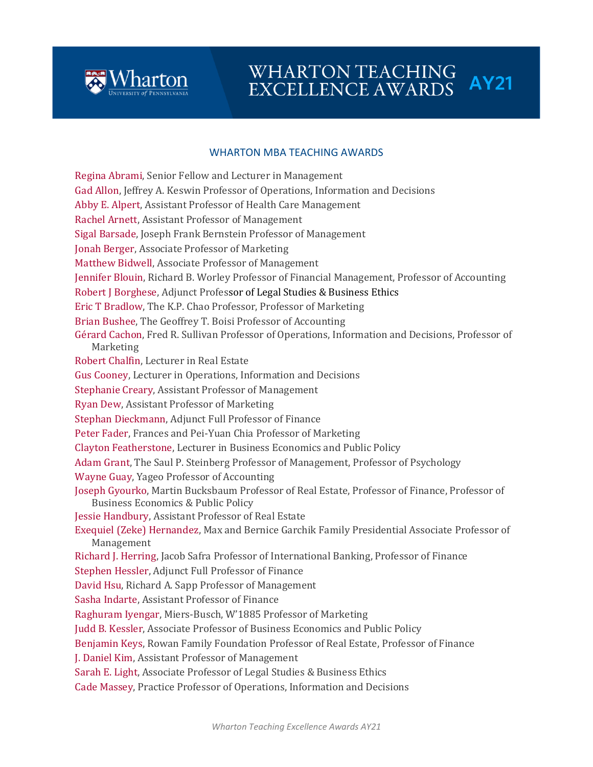# WHARTON TEACHING EXCELLENCE AWARDS AY21

## WHARTON MBA TEACHING AWARDS

Regina Abrami, Senior Fellow and Lecturer in Management

Gad Allon, Jeffrey A. Keswin Professor of Operations, Information and Decisions

Abby E. Alpert, Assistant Professor of Health Care Management

Rachel Arnett, Assistant Professor of Management

Sigal Barsade, Joseph Frank Bernstein Professor of Management

Jonah Berger, Associate Professor of Marketing

Matthew Bidwell, Associate Professor of Management

Jennifer Blouin, Richard B. Worley Professor of Financial Management, Professor of Accounting

Robert J Borghese, Adjunct Professor of Legal Studies & Business Ethics

Eric T Bradlow, The K.P. Chao Professor, Professor of Marketing

Brian Bushee, The Geoffrey T. Boisi Professor of Accounting

Gérard Cachon, Fred R. Sullivan Professor of Operations, Information and Decisions, Professor of Marketing

Robert Chalfin, Lecturer in Real Estate

Gus Cooney, Lecturer in Operations, Information and Decisions

Stephanie Creary, Assistant Professor of Management

Ryan Dew, Assistant Professor of Marketing

Stephan Dieckmann, Adjunct Full Professor of Finance

Peter Fader, Frances and Pei-Yuan Chia Professor of Marketing

Clayton Featherstone, Lecturer in Business Economics and Public Policy

Adam Grant, The Saul P. Steinberg Professor of Management, Professor of Psychology

Wayne Guay, Yageo Professor of Accounting

Joseph Gyourko, Martin Bucksbaum Professor of Real Estate, Professor of Finance, Professor of Business Economics & Public Policy

Jessie Handbury, Assistant Professor of Real Estate

Exequiel (Zeke) Hernandez, Max and Bernice Garchik Family Presidential Associate Professor of Management

Richard J. Herring, Jacob Safra Professor of International Banking, Professor of Finance

Stephen Hessler, Adjunct Full Professor of Finance

David Hsu, Richard A. Sapp Professor of Management

Sasha Indarte, Assistant Professor of Finance

Raghuram Iyengar, Miers-Busch, W'1885 Professor of Marketing

Judd B. Kessler, Associate Professor of Business Economics and Public Policy

Benjamin Keys, Rowan Family Foundation Professor of Real Estate, Professor of Finance

J. Daniel Kim, Assistant Professor of Management

Sarah E. Light, Associate Professor of Legal Studies & Business Ethics

Cade Massey, Practice Professor of Operations, Information and Decisions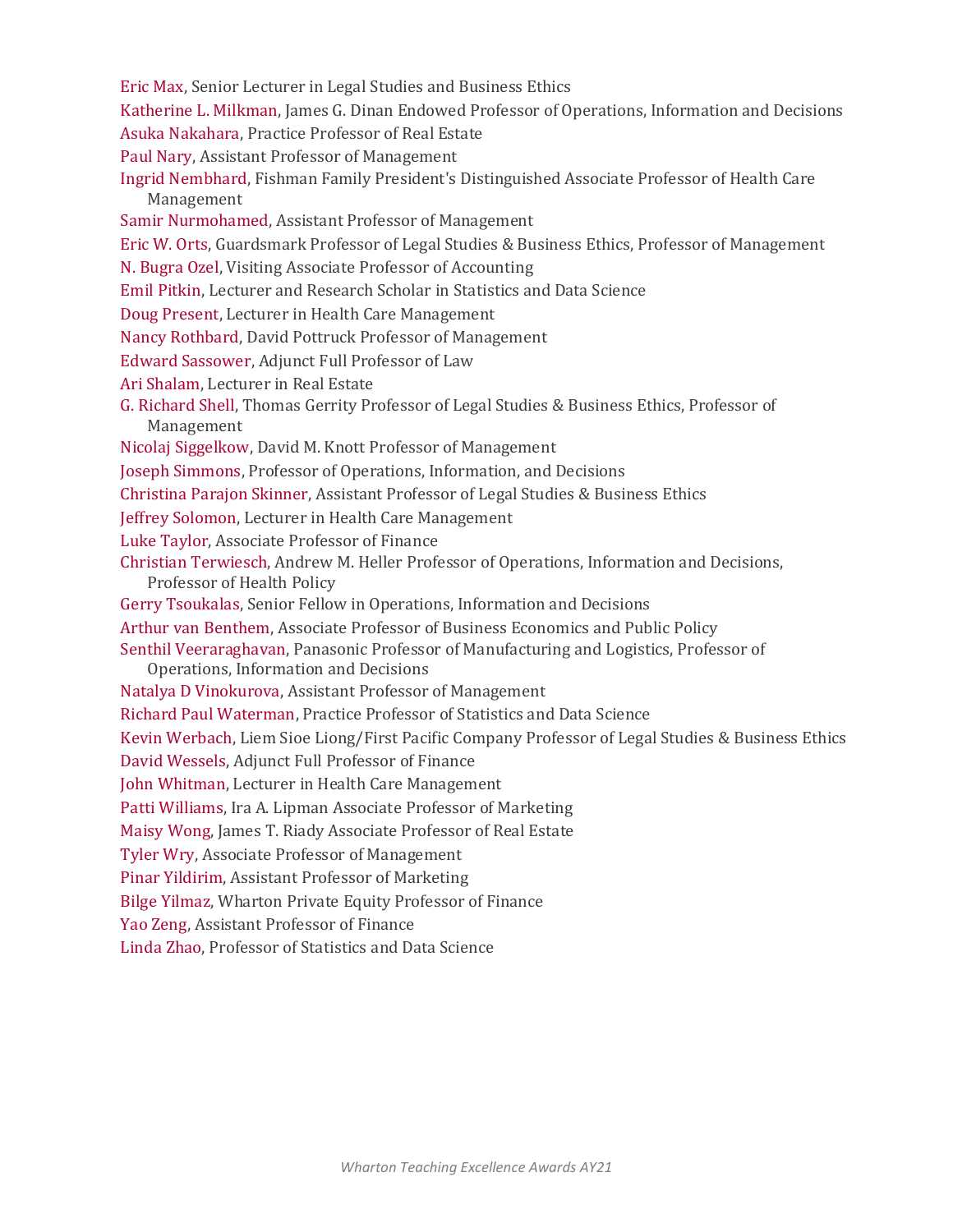Eric Max, Senior Lecturer in Legal Studies and Business Ethics

Katherine L. Milkman, James G. Dinan Endowed Professor of Operations, Information and Decisions

Asuka Nakahara, Practice Professor of Real Estate

Paul Nary, Assistant Professor of Management

Ingrid Nembhard, Fishman Family President's Distinguished Associate Professor of Health Care Management

Samir Nurmohamed, Assistant Professor of Management

Eric W. Orts, Guardsmark Professor of Legal Studies & Business Ethics, Professor of Management

N. Bugra Ozel, Visiting Associate Professor of Accounting

Emil Pitkin, Lecturer and Research Scholar in Statistics and Data Science

Doug Present, Lecturer in Health Care Management

Nancy Rothbard, David Pottruck Professor of Management

Edward Sassower, Adjunct Full Professor of Law

Ari Shalam, Lecturer in Real Estate

G. Richard Shell, Thomas Gerrity Professor of Legal Studies & Business Ethics, Professor of Management

Nicolaj Siggelkow, David M. Knott Professor of Management

Joseph Simmons, Professor of Operations, Information, and Decisions

Christina Parajon Skinner, Assistant Professor of Legal Studies & Business Ethics

Jeffrey Solomon, Lecturer in Health Care Management

Luke Taylor, Associate Professor of Finance

Christian Terwiesch, Andrew M. Heller Professor of Operations, Information and Decisions, Professor of Health Policy

Gerry Tsoukalas, Senior Fellow in Operations, Information and Decisions

Arthur van Benthem, Associate Professor of Business Economics and Public Policy

Senthil Veeraraghavan, Panasonic Professor of Manufacturing and Logistics, Professor of Operations, Information and Decisions

Natalya D Vinokurova, Assistant Professor of Management

Richard Paul Waterman, Practice Professor of Statistics and Data Science

Kevin Werbach, Liem Sioe Liong/First Pacific Company Professor of Legal Studies & Business Ethics

David Wessels, Adjunct Full Professor of Finance

John Whitman, Lecturer in Health Care Management

Patti Williams, Ira A. Lipman Associate Professor of Marketing

Maisy Wong, James T. Riady Associate Professor of Real Estate

Tyler Wry, Associate Professor of Management

Pinar Yildirim, Assistant Professor of Marketing

Bilge Yilmaz, Wharton Private Equity Professor of Finance

Yao Zeng, Assistant Professor of Finance

Linda Zhao, Professor of Statistics and Data Science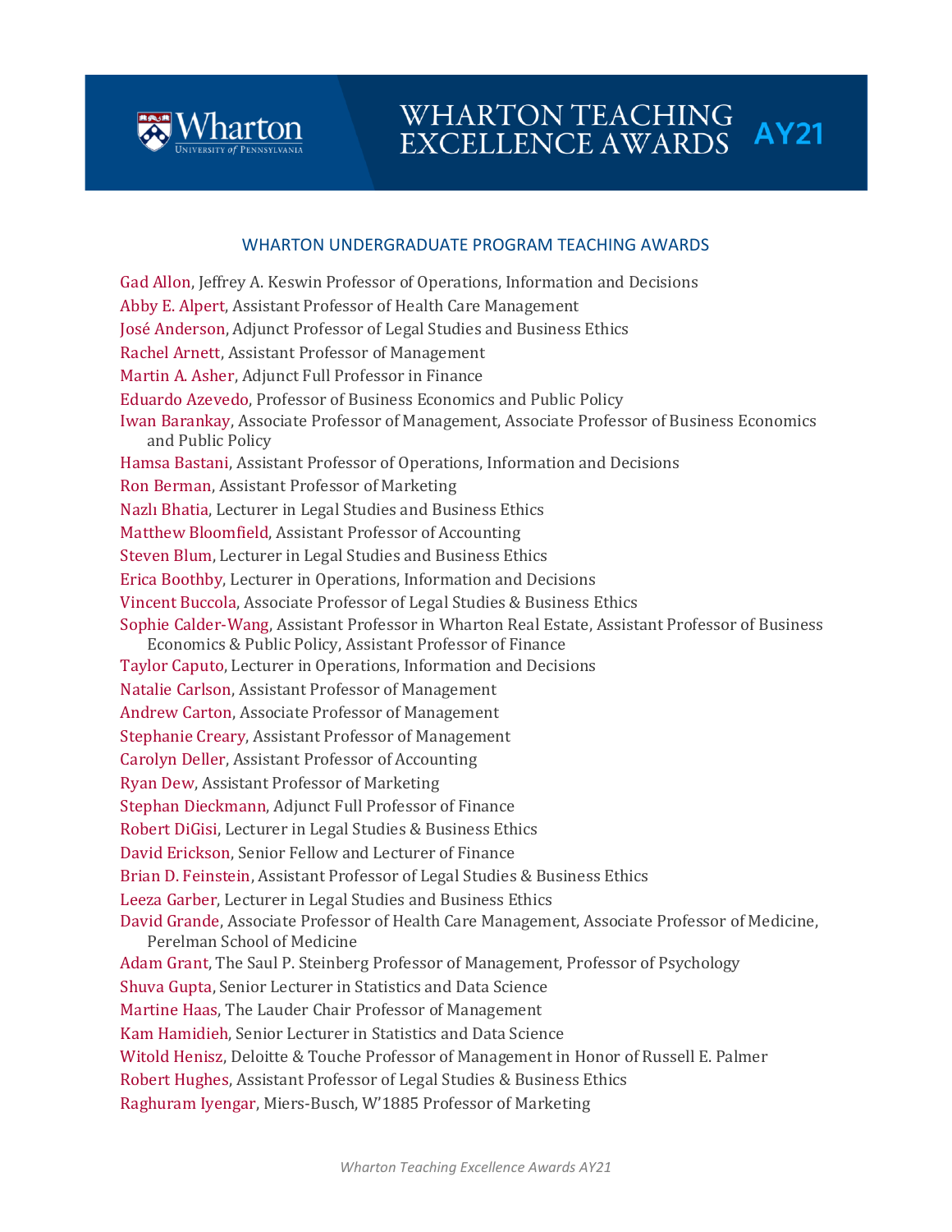# WHARTON TEACHING EXCELLENCE AWARDS AY21

## WHARTON UNDERGRADUATE PROGRAM TEACHING AWARDS

Gad Allon, Jeffrey A. Keswin Professor of Operations, Information and Decisions
Abby E. Alpert, Assistant Professor of Health Care Management
José Anderson, Adjunct Professor of Legal Studies and Business Ethics
Rachel Arnett, Assistant Professor of Management
Martin A. Asher, Adjunct Full Professor in Finance
Eduardo Azevedo, Professor of Business Economics and Public Policy
Iwan Barankay, Associate Professor of Management, Associate Professor of Business Economics and Public Policy
Hamsa Bastani, Assistant Professor of Operations, Information and Decisions
Ron Berman, Assistant Professor of Marketing
Nazlı Bhatia, Lecturer in Legal Studies and Business Ethics
Matthew Bloomfield, Assistant Professor of Accounting
Steven Blum, Lecturer in Legal Studies and Business Ethics
Erica Boothby, Lecturer in Operations, Information and Decisions
Vincent Buccola, Associate Professor of Legal Studies & Business Ethics
Sophie Calder-Wang, Assistant Professor in Wharton Real Estate, Assistant Professor of Business Economics & Public Policy, Assistant Professor of Finance
Taylor Caputo, Lecturer in Operations, Information and Decisions
Natalie Carlson, Assistant Professor of Management
Andrew Carton, Associate Professor of Management
Stephanie Creary, Assistant Professor of Management
Carolyn Deller, Assistant Professor of Accounting
Ryan Dew, Assistant Professor of Marketing
Stephan Dieckmann, Adjunct Full Professor of Finance
Robert DiGisi, Lecturer in Legal Studies & Business Ethics
David Erickson, Senior Fellow and Lecturer of Finance
Brian D. Feinstein, Assistant Professor of Legal Studies & Business Ethics
Leeza Garber, Lecturer in Legal Studies and Business Ethics
David Grande, Associate Professor of Health Care Management, Associate Professor of Medicine, Perelman School of Medicine
Adam Grant, The Saul P. Steinberg Professor of Management, Professor of Psychology
Shuva Gupta, Senior Lecturer in Statistics and Data Science
Martine Haas, The Lauder Chair Professor of Management
Kam Hamidieh, Senior Lecturer in Statistics and Data Science
Witold Henisz, Deloitte & Touche Professor of Management in Honor of Russell E. Palmer
Robert Hughes, Assistant Professor of Legal Studies & Business Ethics
Raghuram Iyengar, Miers-Busch, W'1885 Professor of Marketing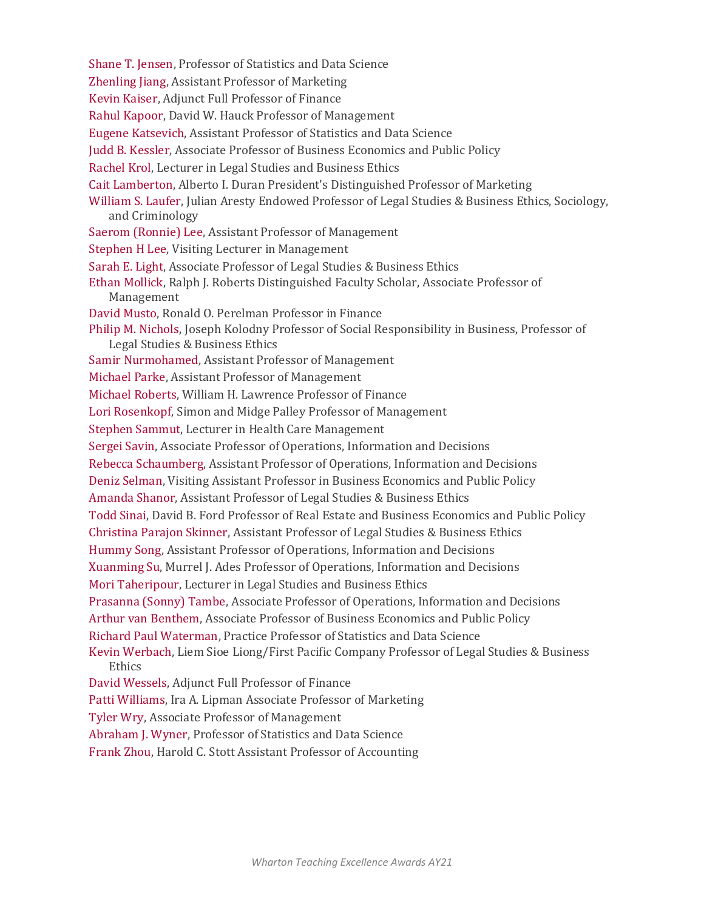Shane T. Jensen, Professor of Statistics and Data Science

Zhenling Jiang, Assistant Professor of Marketing

Kevin Kaiser, Adjunct Full Professor of Finance

Rahul Kapoor, David W. Hauck Professor of Management

Eugene Katsevich, Assistant Professor of Statistics and Data Science

Judd B. Kessler, Associate Professor of Business Economics and Public Policy

Rachel Krol, Lecturer in Legal Studies and Business Ethics

Cait Lamberton, Alberto I. Duran President's Distinguished Professor of Marketing

William S. Laufer, Julian Aresty Endowed Professor of Legal Studies & Business Ethics, Sociology, and Criminology

Saerom (Ronnie) Lee, Assistant Professor of Management

Stephen H Lee, Visiting Lecturer in Management

Sarah E. Light, Associate Professor of Legal Studies & Business Ethics

Ethan Mollick, Ralph J. Roberts Distinguished Faculty Scholar, Associate Professor of Management

David Musto, Ronald O. Perelman Professor in Finance

Philip M. Nichols, Joseph Kolodny Professor of Social Responsibility in Business, Professor of Legal Studies & Business Ethics

Samir Nurmohamed, Assistant Professor of Management

Michael Parke, Assistant Professor of Management

Michael Roberts, William H. Lawrence Professor of Finance

Lori Rosenkopf, Simon and Midge Palley Professor of Management

Stephen Sammut, Lecturer in Health Care Management

Sergei Savin, Associate Professor of Operations, Information and Decisions

Rebecca Schaumberg, Assistant Professor of Operations, Information and Decisions

Deniz Selman, Visiting Assistant Professor in Business Economics and Public Policy

Amanda Shanor, Assistant Professor of Legal Studies & Business Ethics

Todd Sinai, David B. Ford Professor of Real Estate and Business Economics and Public Policy

Christina Parajon Skinner, Assistant Professor of Legal Studies & Business Ethics

Hummy Song, Assistant Professor of Operations, Information and Decisions

Xuanming Su, Murrel J. Ades Professor of Operations, Information and Decisions

Mori Taheripour, Lecturer in Legal Studies and Business Ethics

Prasanna (Sonny) Tambe, Associate Professor of Operations, Information and Decisions

Arthur van Benthem, Associate Professor of Business Economics and Public Policy

Richard Paul Waterman, Practice Professor of Statistics and Data Science

Kevin Werbach, Liem Sioe Liong/First Pacific Company Professor of Legal Studies & Business Ethics

David Wessels, Adjunct Full Professor of Finance

Patti Williams, Ira A. Lipman Associate Professor of Marketing

Tyler Wry, Associate Professor of Management

Abraham J. Wyner, Professor of Statistics and Data Science

Frank Zhou, Harold C. Stott Assistant Professor of Accounting